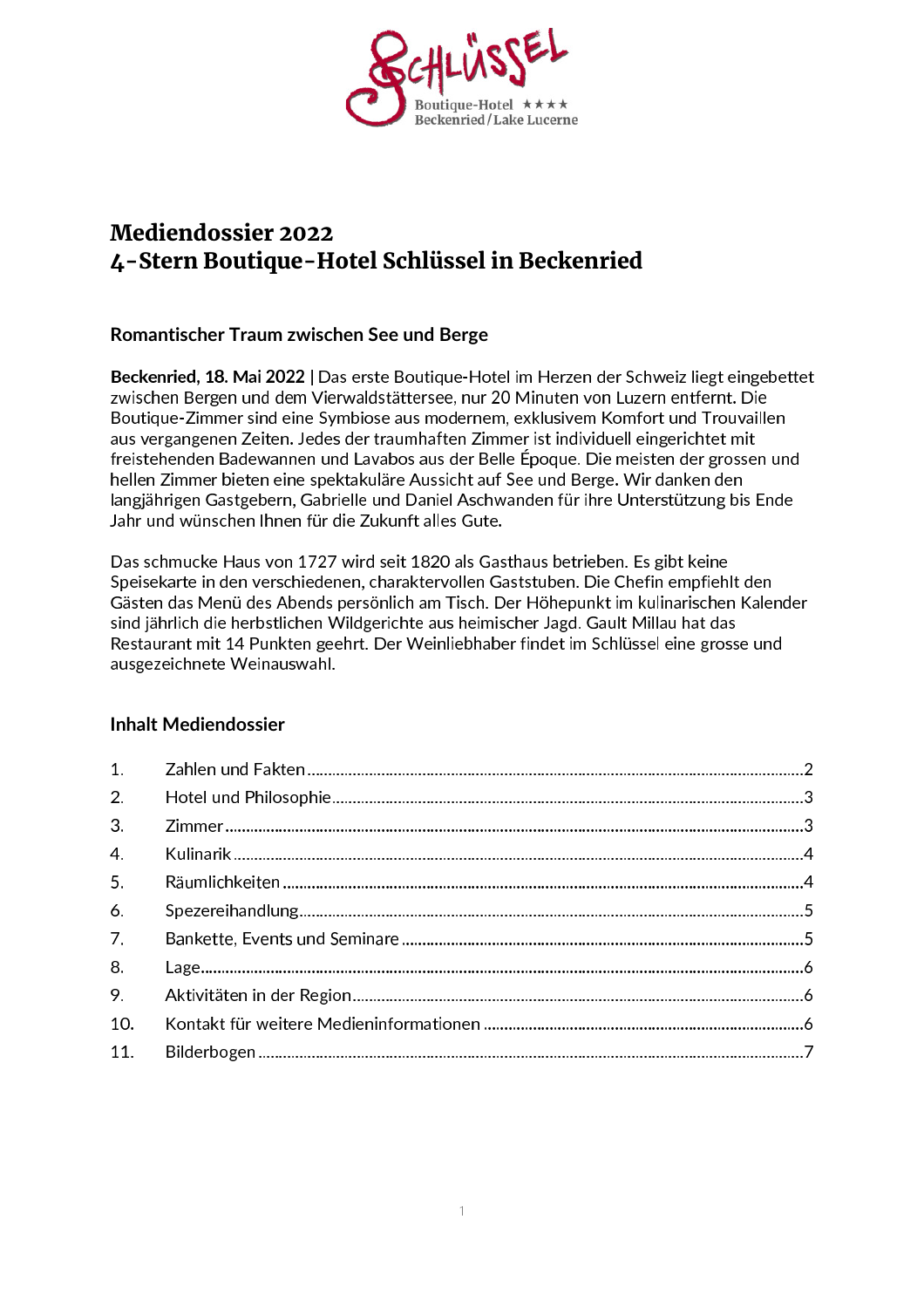# Mediendossier 2022
# 4-Stern Boutique-Hotel Schlüssel in Beckenried

## Romantischer Traum zwischen See und Berge

**Beckenried, 18. Mai 2022** | Das erste Boutique-Hotel im Herzen der Schweiz liegt eingebettet zwischen Bergen und dem Vierwaldstättersee, nur 20 Minuten von Luzern entfernt. Die Boutique-Zimmer sind eine Symbiose aus modernem, exklusivem Komfort und Trouvaillen aus vergangenen Zeiten. Jedes der traumhaften Zimmer ist individuell eingerichtet mit freistehenden Badewannen und Lavabos aus der Belle Époque. Die meisten der grossen und hellen Zimmer bieten eine spektakuläre Aussicht auf See und Berge. Wir danken den langjährigen Gastgebern, Gabrielle und Daniel Aschwanden für ihre Unterstützung bis Ende Jahr und wünschen Ihnen für die Zukunft alles Gute.

Das schmucke Haus von 1727 wird seit 1820 als Gasthaus betrieben. Es gibt keine Speisekarte in den verschiedenen, charaktervollen Gaststuben. Die Chefin empfiehlt den Gästen das Menü des Abends persönlich am Tisch. Der Höhepunkt im kulinarischen Kalender sind jährlich die herbstlichen Wildgerichte aus heimischer Jagd. Gault Millau hat das Restaurant mit 14 Punkten geehrt. Der Weinliebhaber findet im Schlüssel eine grosse und ausgezeichnete Weinauswahl.

## Inhalt Mediendossier

1. Zahlen und Fakten .......... 2
2. Hotel und Philosophie .......... 3
3. Zimmer .......... 3
4. Kulinarik .......... 4
5. Räumlichkeiten .......... 4
6. Spezereihandlung .......... 5
7. Bankette, Events und Seminare .......... 5
8. Lage .......... 6
9. Aktivitäten in der Region .......... 6
10. Kontakt für weitere Medieninformationen .......... 6
11. Bilderbogen .......... 7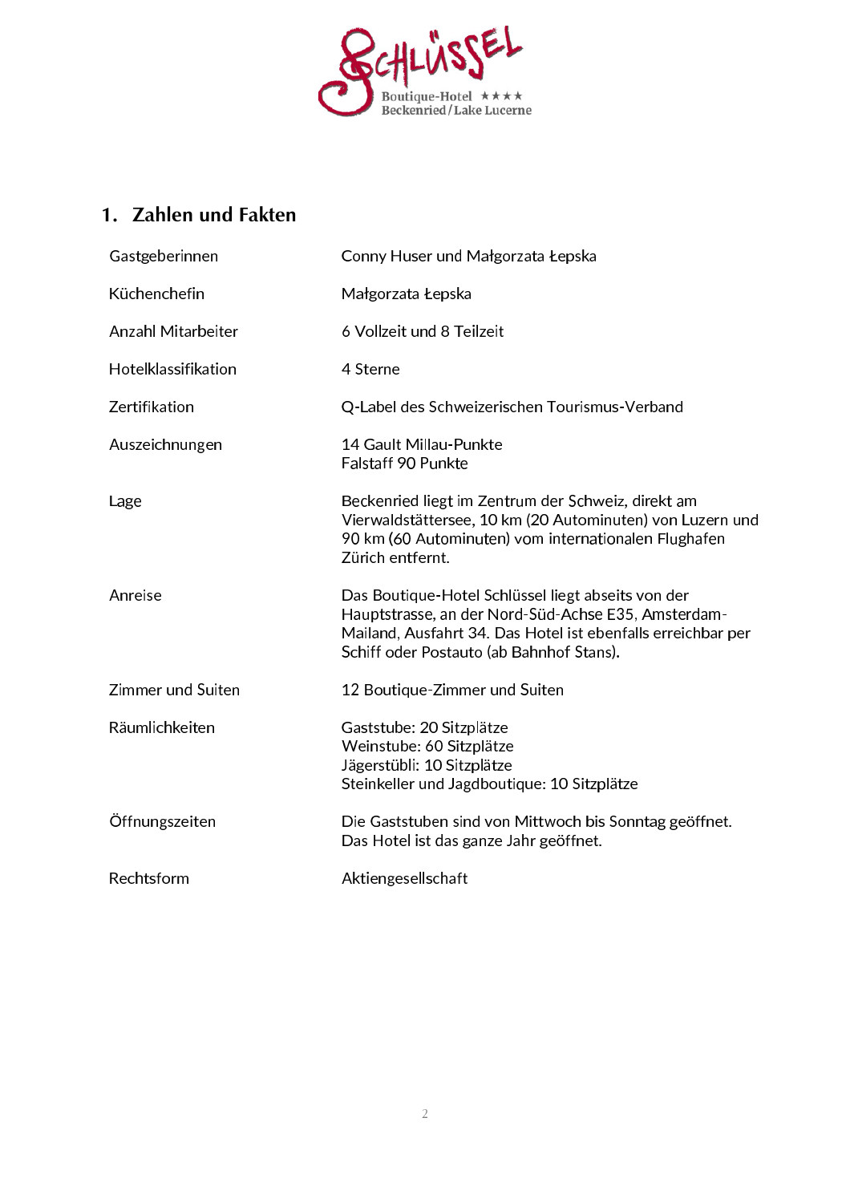## 1. Zahlen und Fakten

| | |
|---|---|
| Gastgeberinnen | Conny Huser und Małgorzata Łepska |
| Küchenchefin | Małgorzata Łepska |
| Anzahl Mitarbeiter | 6 Vollzeit und 8 Teilzeit |
| Hotelklassifikation | 4 Sterne |
| Zertifikation | Q-Label des Schweizerischen Tourismus-Verband |
| Auszeichnungen | 14 Gault Millau-Punkte<br>Falstaff 90 Punkte |
| Lage | Beckenried liegt im Zentrum der Schweiz, direkt am Vierwaldstättersee, 10 km (20 Autominuten) von Luzern und 90 km (60 Autominuten) vom internationalen Flughafen Zürich entfernt. |
| Anreise | Das Boutique-Hotel Schlüssel liegt abseits von der Hauptstrasse, an der Nord-Süd-Achse E35, Amsterdam-Mailand, Ausfahrt 34. Das Hotel ist ebenfalls erreichbar per Schiff oder Postauto (ab Bahnhof Stans). |
| Zimmer und Suiten | 12 Boutique-Zimmer und Suiten |
| Räumlichkeiten | Gaststube: 20 Sitzplätze<br>Weinstube: 60 Sitzplätze<br>Jägerstübli: 10 Sitzplätze<br>Steinkeller und Jagdboutique: 10 Sitzplätze |
| Öffnungszeiten | Die Gaststuben sind von Mittwoch bis Sonntag geöffnet.<br>Das Hotel ist das ganze Jahr geöffnet. |
| Rechtsform | Aktiengesellschaft |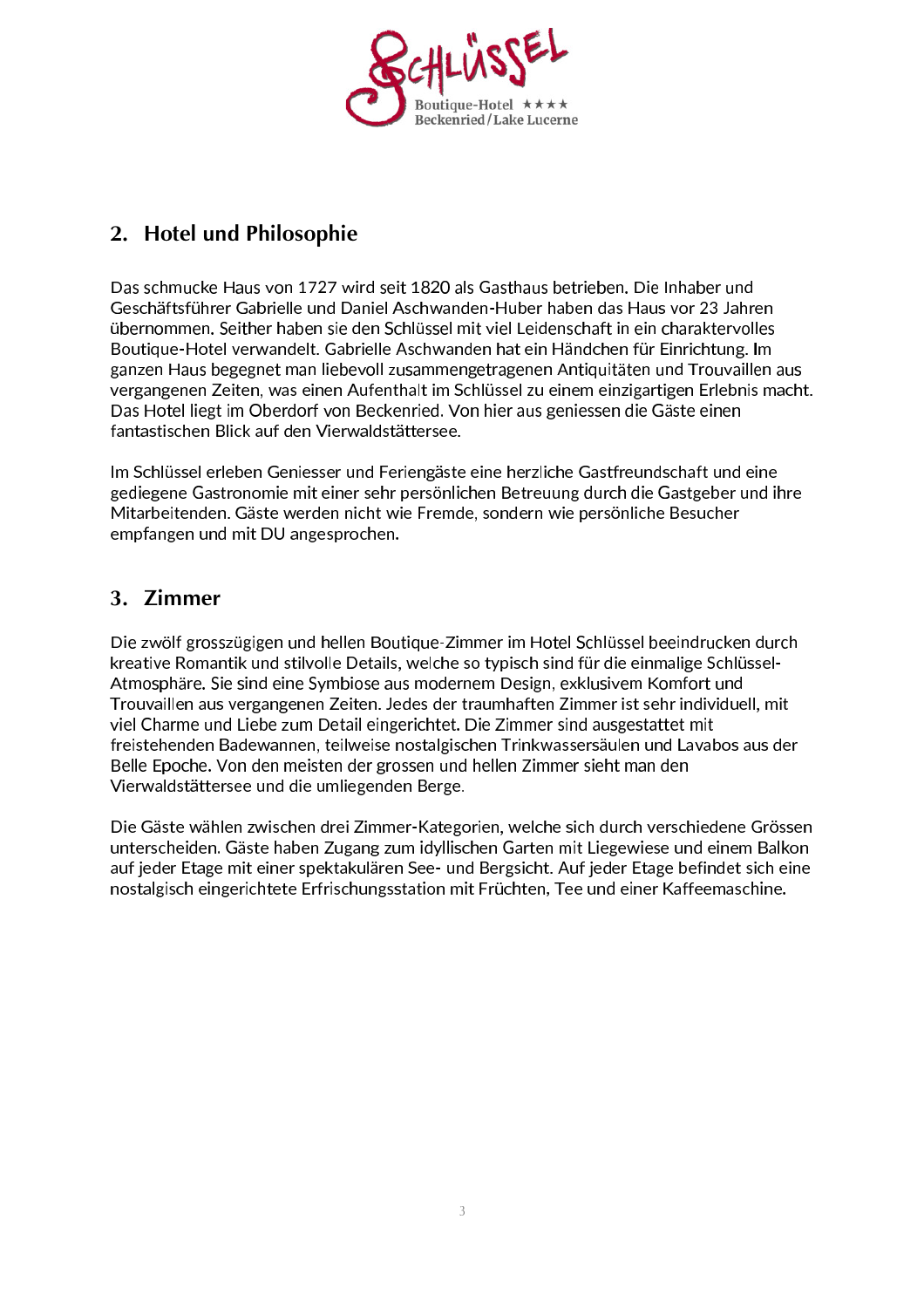## 2. Hotel und Philosophie

Das schmucke Haus von 1727 wird seit 1820 als Gasthaus betrieben. Die Inhaber und Geschäftsführer Gabrielle und Daniel Aschwanden-Huber haben das Haus vor 23 Jahren übernommen. Seither haben sie den Schlüssel mit viel Leidenschaft in ein charaktervolles Boutique-Hotel verwandelt. Gabrielle Aschwanden hat ein Händchen für Einrichtung. Im ganzen Haus begegnet man liebevoll zusammengetragenen Antiquitäten und Trouvaillen aus vergangenen Zeiten, was einen Aufenthalt im Schlüssel zu einem einzigartigen Erlebnis macht. Das Hotel liegt im Oberdorf von Beckenried. Von hier aus geniessen die Gäste einen fantastischen Blick auf den Vierwaldstättersee.

Im Schlüssel erleben Geniesser und Feriengäste eine herzliche Gastfreundschaft und eine gediegene Gastronomie mit einer sehr persönlichen Betreuung durch die Gastgeber und ihre Mitarbeitenden. Gäste werden nicht wie Fremde, sondern wie persönliche Besucher empfangen und mit DU angesprochen.

## 3. Zimmer

Die zwölf grosszügigen und hellen Boutique-Zimmer im Hotel Schlüssel beeindrucken durch kreative Romantik und stilvolle Details, welche so typisch sind für die einmalige Schlüssel-Atmosphäre. Sie sind eine Symbiose aus modernem Design, exklusivem Komfort und Trouvaillen aus vergangenen Zeiten. Jedes der traumhaften Zimmer ist sehr individuell, mit viel Charme und Liebe zum Detail eingerichtet. Die Zimmer sind ausgestattet mit freistehenden Badewannen, teilweise nostalgischen Trinkwassersäulen und Lavabos aus der Belle Epoche. Von den meisten der grossen und hellen Zimmer sieht man den Vierwaldstättersee und die umliegenden Berge.

Die Gäste wählen zwischen drei Zimmer-Kategorien, welche sich durch verschiedene Grössen unterscheiden. Gäste haben Zugang zum idyllischen Garten mit Liegewiese und einem Balkon auf jeder Etage mit einer spektakulären See- und Bergsicht. Auf jeder Etage befindet sich eine nostalgisch eingerichtete Erfrischungsstation mit Früchten, Tee und einer Kaffeemaschine.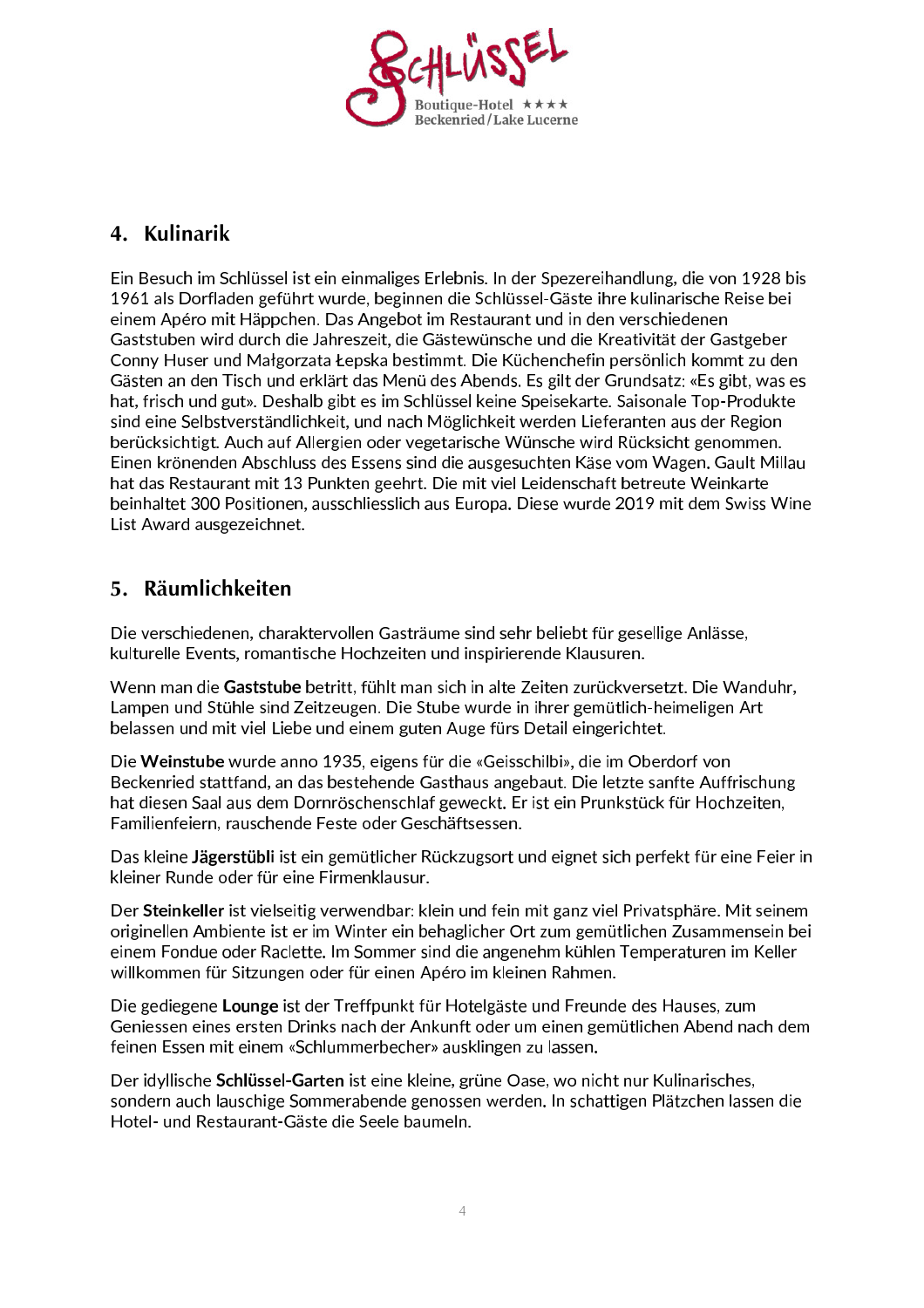## 4. Kulinarik

Ein Besuch im Schlüssel ist ein einmaliges Erlebnis. In der Spezereihandlung, die von 1928 bis 1961 als Dorfladen geführt wurde, beginnen die Schlüssel-Gäste ihre kulinarische Reise bei einem Apéro mit Häppchen. Das Angebot im Restaurant und in den verschiedenen Gaststuben wird durch die Jahreszeit, die Gästewünsche und die Kreativität der Gastgeber Conny Huser und Małgorzata Łepska bestimmt. Die Küchenchefin persönlich kommt zu den Gästen an den Tisch und erklärt das Menü des Abends. Es gilt der Grundsatz: «Es gibt, was es hat, frisch und gut». Deshalb gibt es im Schlüssel keine Speisekarte. Saisonale Top-Produkte sind eine Selbstverständlichkeit, und nach Möglichkeit werden Lieferanten aus der Region berücksichtigt. Auch auf Allergien oder vegetarische Wünsche wird Rücksicht genommen. Einen krönenden Abschluss des Essens sind die ausgesuchten Käse vom Wagen. Gault Millau hat das Restaurant mit 13 Punkten geehrt. Die mit viel Leidenschaft betreute Weinkarte beinhaltet 300 Positionen, ausschliesslich aus Europa. Diese wurde 2019 mit dem Swiss Wine List Award ausgezeichnet.

## 5. Räumlichkeiten

Die verschiedenen, charaktervollen Gasträume sind sehr beliebt für gesellige Anlässe, kulturelle Events, romantische Hochzeiten und inspirierende Klausuren.

Wenn man die **Gaststube** betritt, fühlt man sich in alte Zeiten zurückversetzt. Die Wanduhr, Lampen und Stühle sind Zeitzeugen. Die Stube wurde in ihrer gemütlich-heimeligen Art belassen und mit viel Liebe und einem guten Auge fürs Detail eingerichtet.

Die **Weinstube** wurde anno 1935, eigens für die «Geisschilbi», die im Oberdorf von Beckenried stattfand, an das bestehende Gasthaus angebaut. Die letzte sanfte Auffrischung hat diesen Saal aus dem Dornröschenschlaf geweckt. Er ist ein Prunkstück für Hochzeiten, Familienfeiern, rauschende Feste oder Geschäftsessen.

Das kleine **Jägerstübli** ist ein gemütlicher Rückzugsort und eignet sich perfekt für eine Feier in kleiner Runde oder für eine Firmenklausur.

Der **Steinkeller** ist vielseitig verwendbar: klein und fein mit ganz viel Privatsphäre. Mit seinem originellen Ambiente ist er im Winter ein behaglicher Ort zum gemütlichen Zusammensein bei einem Fondue oder Raclette. Im Sommer sind die angenehm kühlen Temperaturen im Keller willkommen für Sitzungen oder für einen Apéro im kleinen Rahmen.

Die gediegene **Lounge** ist der Treffpunkt für Hotelgäste und Freunde des Hauses, zum Geniessen eines ersten Drinks nach der Ankunft oder um einen gemütlichen Abend nach dem feinen Essen mit einem «Schlummerbecher» ausklingen zu lassen.

Der idyllische **Schlüssel-Garten** ist eine kleine, grüne Oase, wo nicht nur Kulinarisches, sondern auch lauschige Sommerabende genossen werden. In schattigen Plätzchen lassen die Hotel- und Restaurant-Gäste die Seele baumeln.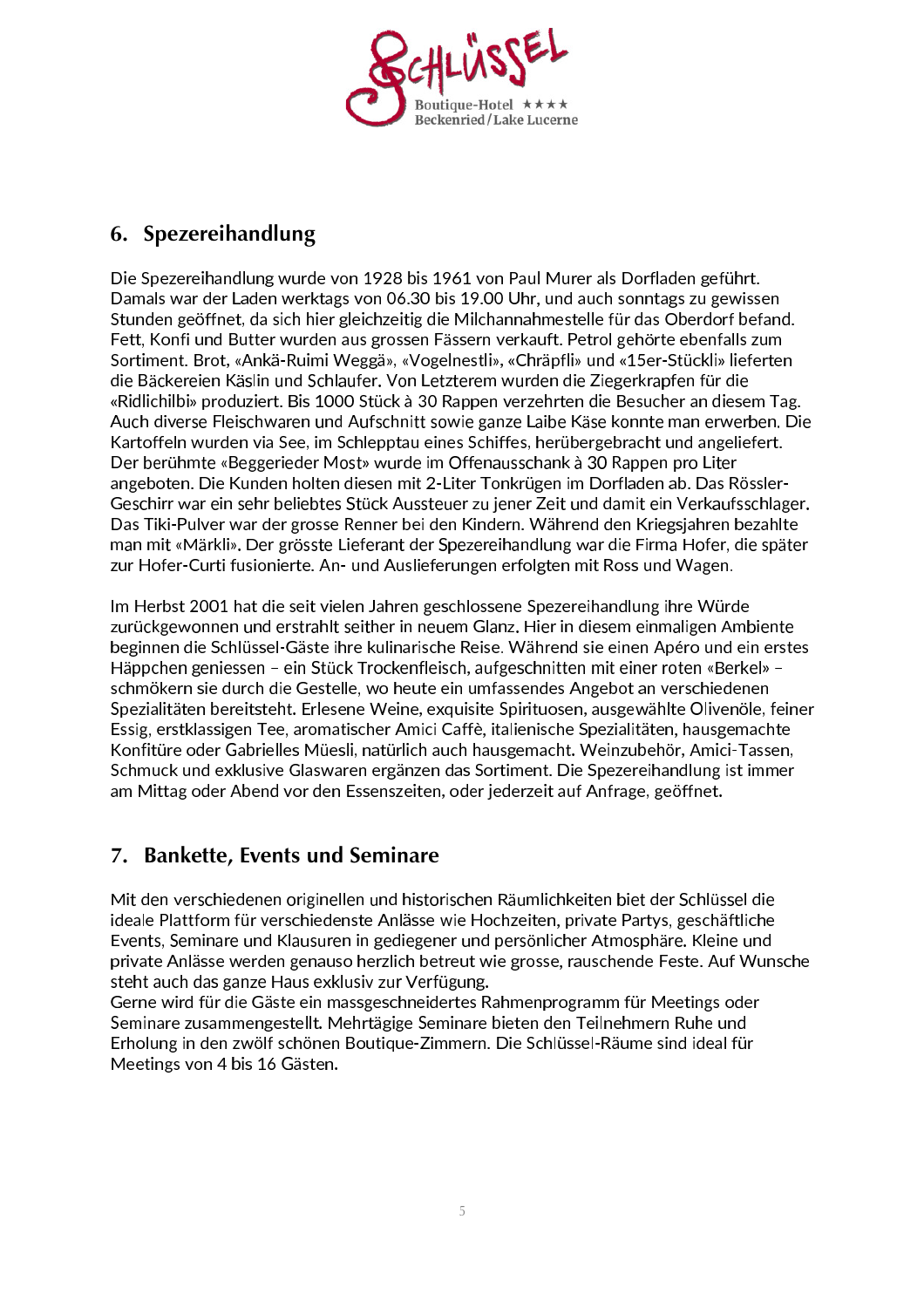## 6. Spezereihandlung

Die Spezereihandlung wurde von 1928 bis 1961 von Paul Murer als Dorfladen geführt. Damals war der Laden werktags von 06.30 bis 19.00 Uhr, und auch sonntags zu gewissen Stunden geöffnet, da sich hier gleichzeitig die Milchannahmestelle für das Oberdorf befand. Fett, Konfi und Butter wurden aus grossen Fässern verkauft. Petrol gehörte ebenfalls zum Sortiment. Brot, «Ankä-Ruimi Weggä», «Vogelnestli», «Chräpfli» und «15er-Stückli» lieferten die Bäckereien Käslin und Schlaufer. Von Letzterem wurden die Ziegerkrapfen für die «Ridlichilbi» produziert. Bis 1000 Stück à 30 Rappen verzehrten die Besucher an diesem Tag. Auch diverse Fleischwaren und Aufschnitt sowie ganze Laibe Käse konnte man erwerben. Die Kartoffeln wurden via See, im Schlepptau eines Schiffes, herübergebracht und angeliefert. Der berühmte «Beggerieder Most» wurde im Offenausschank à 30 Rappen pro Liter angeboten. Die Kunden holten diesen mit 2-Liter Tonkrügen im Dorfladen ab. Das Rössler-Geschirr war ein sehr beliebtes Stück Aussteuer zu jener Zeit und damit ein Verkaufsschlager. Das Tiki-Pulver war der grosse Renner bei den Kindern. Während den Kriegsjahren bezahlte man mit «Märkli». Der grösste Lieferant der Spezereihandlung war die Firma Hofer, die später zur Hofer-Curti fusionierte. An- und Auslieferungen erfolgten mit Ross und Wagen.

Im Herbst 2001 hat die seit vielen Jahren geschlossene Spezereihandlung ihre Würde zurückgewonnen und erstrahlt seither in neuem Glanz. Hier in diesem einmaligen Ambiente beginnen die Schlüssel-Gäste ihre kulinarische Reise. Während sie einen Apéro und ein erstes Häppchen geniessen – ein Stück Trockenfleisch, aufgeschnitten mit einer roten «Berkel» – schmökern sie durch die Gestelle, wo heute ein umfassendes Angebot an verschiedenen Spezialitäten bereitsteht. Erlesene Weine, exquisite Spirituosen, ausgewählte Olivenöle, feiner Essig, erstklassigen Tee, aromatischer Amici Caffè, italienische Spezialitäten, hausgemachte Konfitüre oder Gabrielles Müesli, natürlich auch hausgemacht. Weinzubehör, Amici-Tassen, Schmuck und exklusive Glaswaren ergänzen das Sortiment. Die Spezereihandlung ist immer am Mittag oder Abend vor den Essenszeiten, oder jederzeit auf Anfrage, geöffnet.

## 7. Bankette, Events und Seminare

Mit den verschiedenen originellen und historischen Räumlichkeiten biet der Schlüssel die ideale Plattform für verschiedenste Anlässe wie Hochzeiten, private Partys, geschäftliche Events, Seminare und Klausuren in gediegener und persönlicher Atmosphäre. Kleine und private Anlässe werden genauso herzlich betreut wie grosse, rauschende Feste. Auf Wunsche steht auch das ganze Haus exklusiv zur Verfügung.
Gerne wird für die Gäste ein massgeschneidertes Rahmenprogramm für Meetings oder Seminare zusammengestellt. Mehrtägige Seminare bieten den Teilnehmern Ruhe und Erholung in den zwölf schönen Boutique-Zimmern. Die Schlüssel-Räume sind ideal für Meetings von 4 bis 16 Gästen.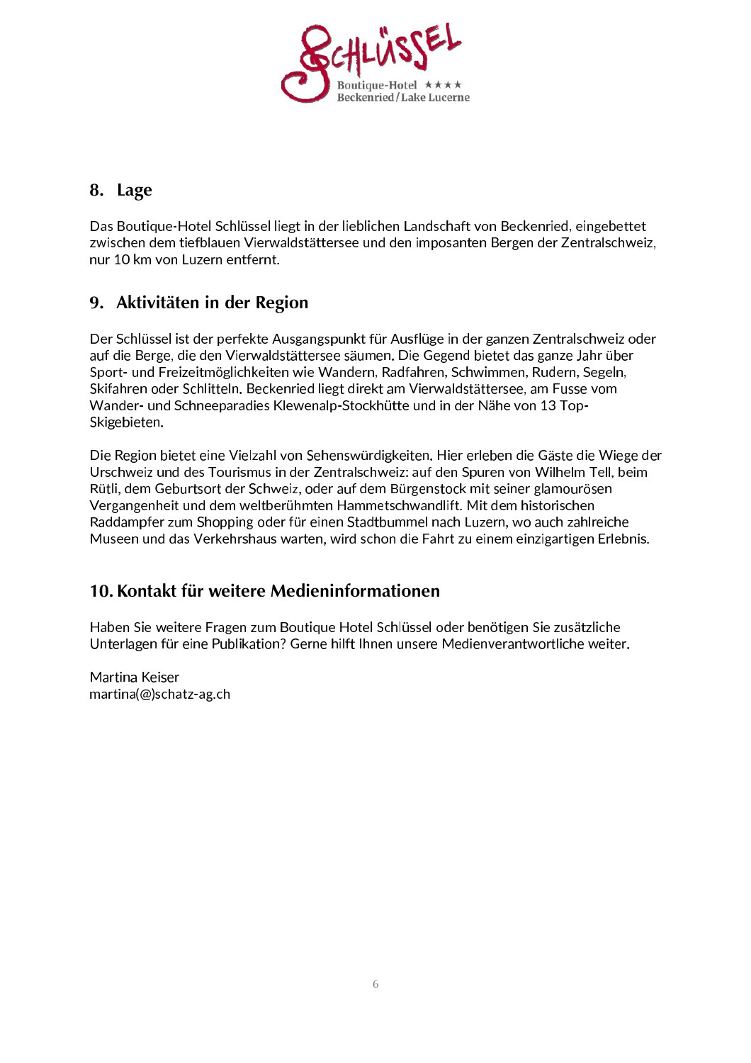## 8. Lage

Das Boutique-Hotel Schlüssel liegt in der lieblichen Landschaft von Beckenried, eingebettet zwischen dem tiefblauen Vierwaldstättersee und den imposanten Bergen der Zentralschweiz, nur 10 km von Luzern entfernt.

## 9. Aktivitäten in der Region

Der Schlüssel ist der perfekte Ausgangspunkt für Ausflüge in der ganzen Zentralschweiz oder auf die Berge, die den Vierwaldstättersee säumen. Die Gegend bietet das ganze Jahr über Sport- und Freizeitmöglichkeiten wie Wandern, Radfahren, Schwimmen, Rudern, Segeln, Skifahren oder Schlitteln. Beckenried liegt direkt am Vierwaldstättersee, am Fusse vom Wander- und Schneeparadies Klewenalp-Stockhütte und in der Nähe von 13 Top-Skigebieten.

Die Region bietet eine Vielzahl von Sehenswürdigkeiten. Hier erleben die Gäste die Wiege der Urschweiz und des Tourismus in der Zentralschweiz: auf den Spuren von Wilhelm Tell, beim Rütli, dem Geburtsort der Schweiz, oder auf dem Bürgenstock mit seiner glamourösen Vergangenheit und dem weltberühmten Hammetschwandlift. Mit dem historischen Raddampfer zum Shopping oder für einen Stadtbummel nach Luzern, wo auch zahlreiche Museen und das Verkehrshaus warten, wird schon die Fahrt zu einem einzigartigen Erlebnis.

## 10. Kontakt für weitere Medieninformationen

Haben Sie weitere Fragen zum Boutique Hotel Schlüssel oder benötigen Sie zusätzliche Unterlagen für eine Publikation? Gerne hilft Ihnen unsere Medienverantwortliche weiter.

Martina Keiser
martina(@)schatz-ag.ch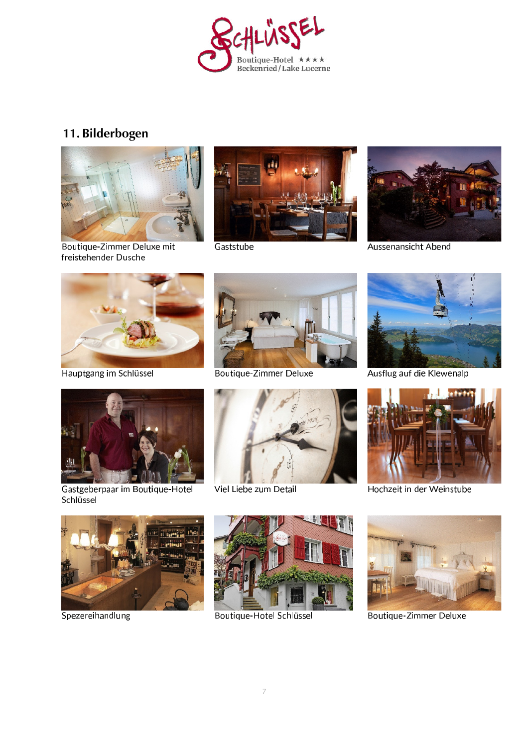## 11. Bilderbogen

Boutique-Zimmer Deluxe mit freistehender Dusche

Gaststube

Aussenansicht Abend

Hauptgang im Schlüssel

Boutique-Zimmer Deluxe

Ausflug auf die Klewenalp

Gastgeberpaar im Boutique-Hotel Schlüssel

Viel Liebe zum Detail

Hochzeit in der Weinstube

Spezereihandlung

Boutique-Hotel Schlüssel

Boutique-Zimmer Deluxe